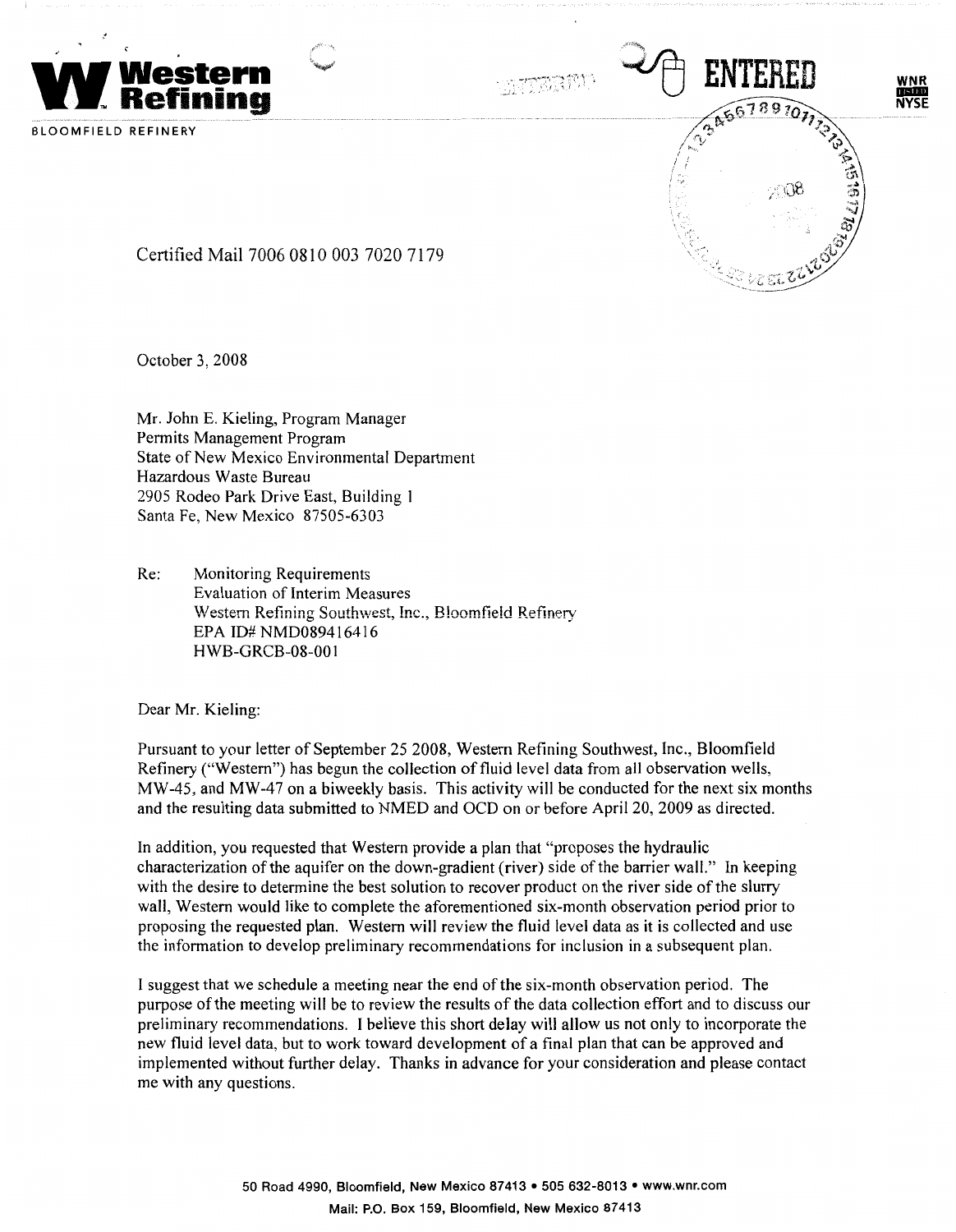**Western Refining**

BLOOMFIELD REFINERY

ENTERED

WNR
NYSE

Certified Mail 7006 0810 003 7020 7179

October 3, 2008

Mr. John E. Kieling, Program Manager
Permits Management Program
State of New Mexico Environmental Department
Hazardous Waste Bureau
2905 Rodeo Park Drive East, Building 1
Santa Fe, New Mexico 87505-6303

Re: Monitoring Requirements
Evaluation of Interim Measures
Western Refining Southwest, Inc., Bloomfield Refinery
EPA ID# NMD089416416
HWB-GRCB-08-001

Dear Mr. Kieling:

Pursuant to your letter of September 25 2008, Western Refining Southwest, Inc., Bloomfield Refinery ("Western") has begun the collection of fluid level data from all observation wells, MW-45, and MW-47 on a biweekly basis. This activity will be conducted for the next six months and the resulting data submitted to NMED and OCD on or before April 20, 2009 as directed.

In addition, you requested that Western provide a plan that "proposes the hydraulic characterization of the aquifer on the down-gradient (river) side of the barrier wall." In keeping with the desire to determine the best solution to recover product on the river side of the slurry wall, Western would like to complete the aforementioned six-month observation period prior to proposing the requested plan. Western will review the fluid level data as it is collected and use the information to develop preliminary recommendations for inclusion in a subsequent plan.

I suggest that we schedule a meeting near the end of the six-month observation period. The purpose of the meeting will be to review the results of the data collection effort and to discuss our preliminary recommendations. I believe this short delay will allow us not only to incorporate the new fluid level data, but to work toward development of a final plan that can be approved and implemented without further delay. Thanks in advance for your consideration and please contact me with any questions.

50 Road 4990, Bloomfield, New Mexico 87413 • 505 632-8013 • www.wnr.com
Mail: P.O. Box 159, Bloomfield, New Mexico 87413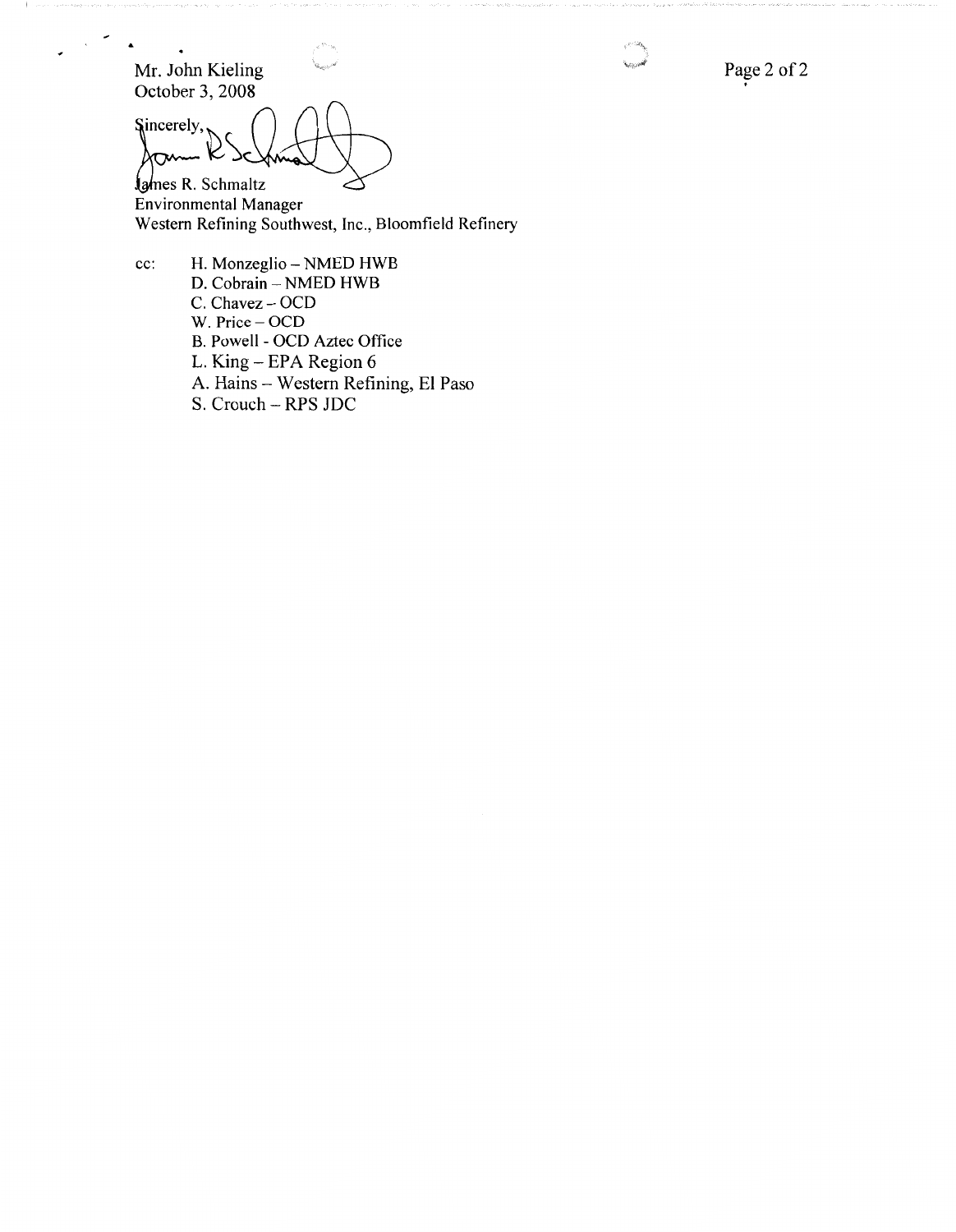Sincerely,

James R. Schmaltz
Environmental Manager
Western Refining Southwest, Inc., Bloomfield Refinery

cc: H. Monzeglio – NMED HWB
D. Cobrain – NMED HWB
C. Chavez – OCD
W. Price – OCD
B. Powell - OCD Aztec Office
L. King – EPA Region 6
A. Hains – Western Refining, El Paso
S. Crouch – RPS JDC